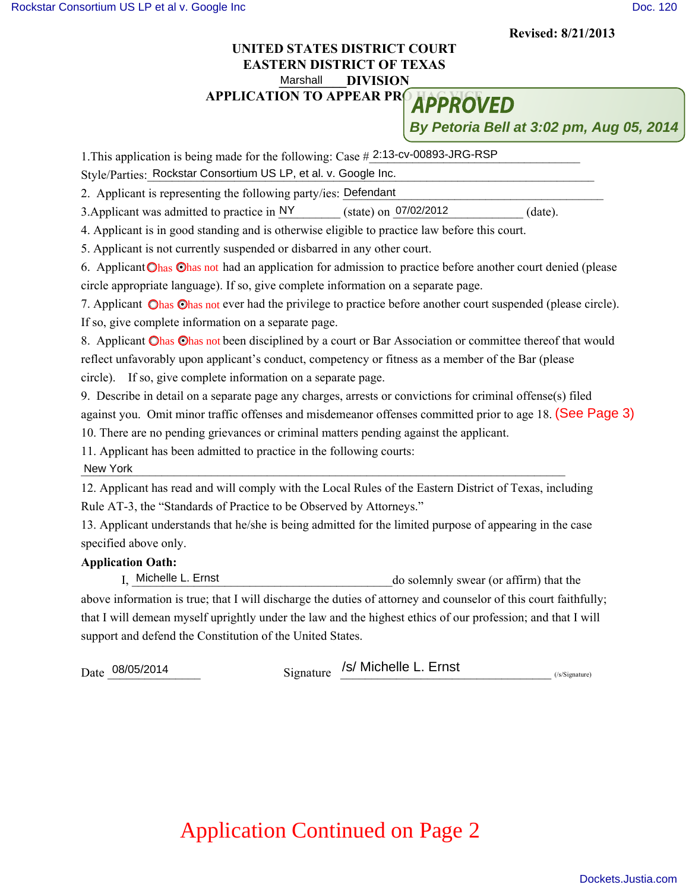Revised: 8/21/2013

**UNITED STATES DISTRICT COURT**
**EASTERN DISTRICT OF TEXAS**
**Marshall DIVISION**
**APPLICATION TO APPEAR PRO HAC VICE**

**APPROVED**
*By Petoria Bell at 3:02 pm, Aug 05, 2014*

1.This application is being made for the following: Case # 2:13-cv-00893-JRG-RSP
Style/Parties: Rockstar Consortium US LP, et al. v. Google Inc.

2. Applicant is representing the following party/ies: Defendant

3.Applicant was admitted to practice in NY (state) on 07/02/2012 (date).

4. Applicant is in good standing and is otherwise eligible to practice law before this court.

5. Applicant is not currently suspended or disbarred in any other court.

6. Applicant ○has ⦿has not had an application for admission to practice before another court denied (please circle appropriate language). If so, give complete information on a separate page.

7. Applicant ○has ⦿has not ever had the privilege to practice before another court suspended (please circle). If so, give complete information on a separate page.

8. Applicant ○has ⦿has not been disciplined by a court or Bar Association or committee thereof that would reflect unfavorably upon applicant's conduct, competency or fitness as a member of the Bar (please circle). If so, give complete information on a separate page.

9. Describe in detail on a separate page any charges, arrests or convictions for criminal offense(s) filed against you. Omit minor traffic offenses and misdemeanor offenses committed prior to age 18. (See Page 3)

10. There are no pending grievances or criminal matters pending against the applicant.

11. Applicant has been admitted to practice in the following courts:
New York

12. Applicant has read and will comply with the Local Rules of the Eastern District of Texas, including Rule AT-3, the "Standards of Practice to be Observed by Attorneys."

13. Applicant understands that he/she is being admitted for the limited purpose of appearing in the case specified above only.

**Application Oath:**

I, Michelle L. Ernst do solemnly swear (or affirm) that the above information is true; that I will discharge the duties of attorney and counselor of this court faithfully; that I will demean myself uprightly under the law and the highest ethics of our profession; and that I will support and defend the Constitution of the United States.

Date 08/05/2014 Signature /s/ Michelle L. Ernst (/s/Signature)

Application Continued on Page 2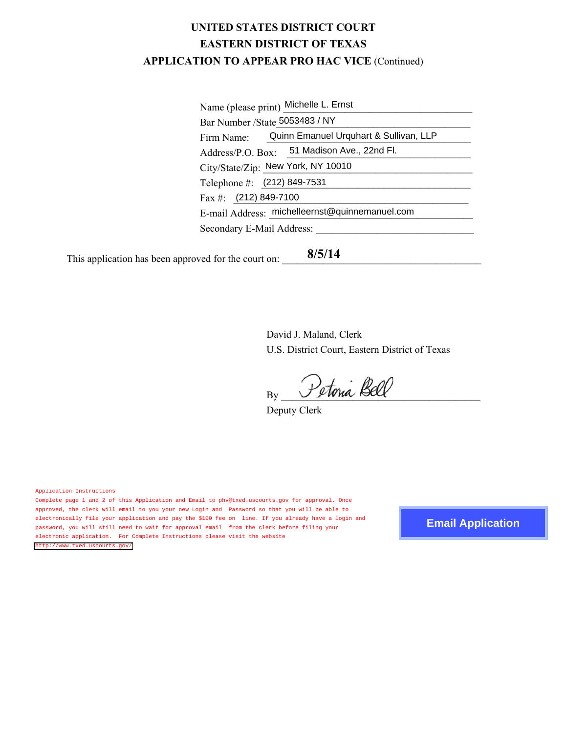# UNITED STATES DISTRICT COURT
# EASTERN DISTRICT OF TEXAS
## APPLICATION TO APPEAR PRO HAC VICE (Continued)

Name (please print) Michelle L. Ernst

Bar Number /State 5053483 / NY

Firm Name: Quinn Emanuel Urquhart & Sullivan, LLP

Address/P.O. Box: 51 Madison Ave., 22nd Fl.

City/State/Zip: New York, NY 10010

Telephone #: (212) 849-7531

Fax #: (212) 849-7100

E-mail Address: michelleernst@quinnemanuel.com

Secondary E-Mail Address: \_\_\_\_\_\_\_\_\_\_\_\_\_\_\_\_\_\_\_\_

This application has been approved for the court on: **8/5/14**

David J. Maland, Clerk
U.S. District Court, Eastern District of Texas

By Petona Bell
Deputy Clerk

Application Instructions
Complete page 1 and 2 of this Application and Email to phv@txed.uscourts.gov for approval. Once approved, the clerk will email to you your new Login and Password so that you will be able to electronically file your application and pay the $100 fee on line. If you already have a login and password, you will still need to wait for approval email from the clerk before filing your electronic application. For Complete Instructions please visit the website http://www.txed.uscourts.gov/

Email Application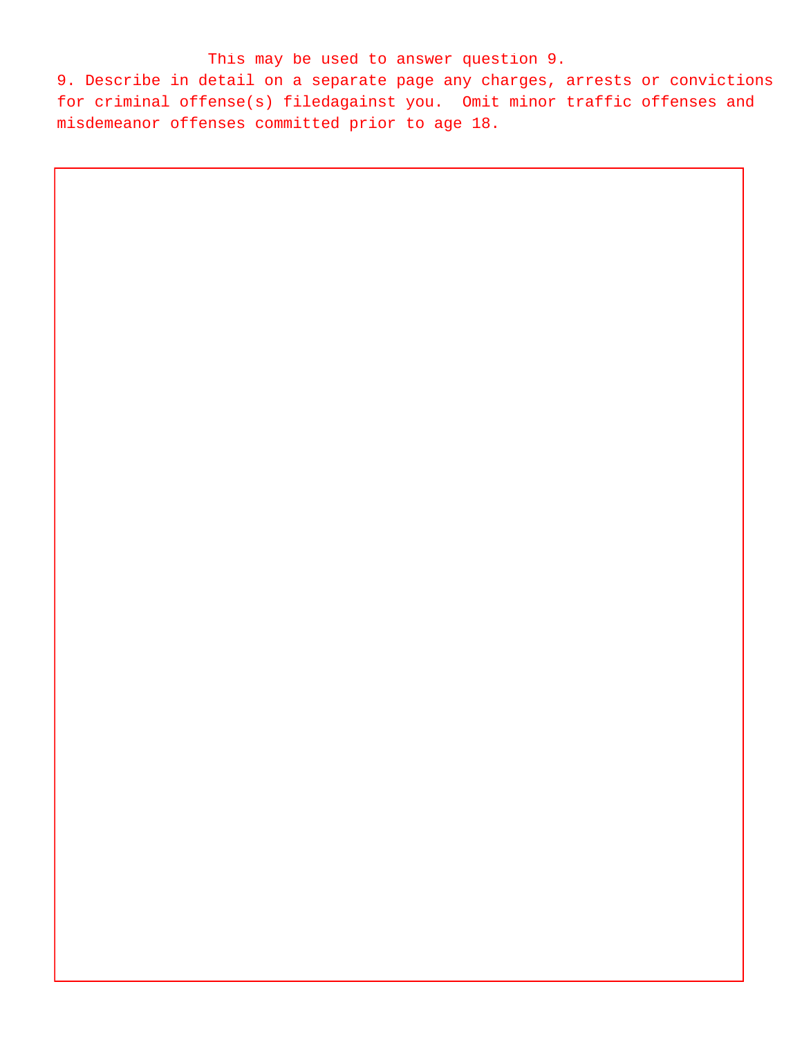This may be used to answer question 9.

9. Describe in detail on a separate page any charges, arrests or convictions for criminal offense(s) filedagainst you. Omit minor traffic offenses and misdemeanor offenses committed prior to age 18.